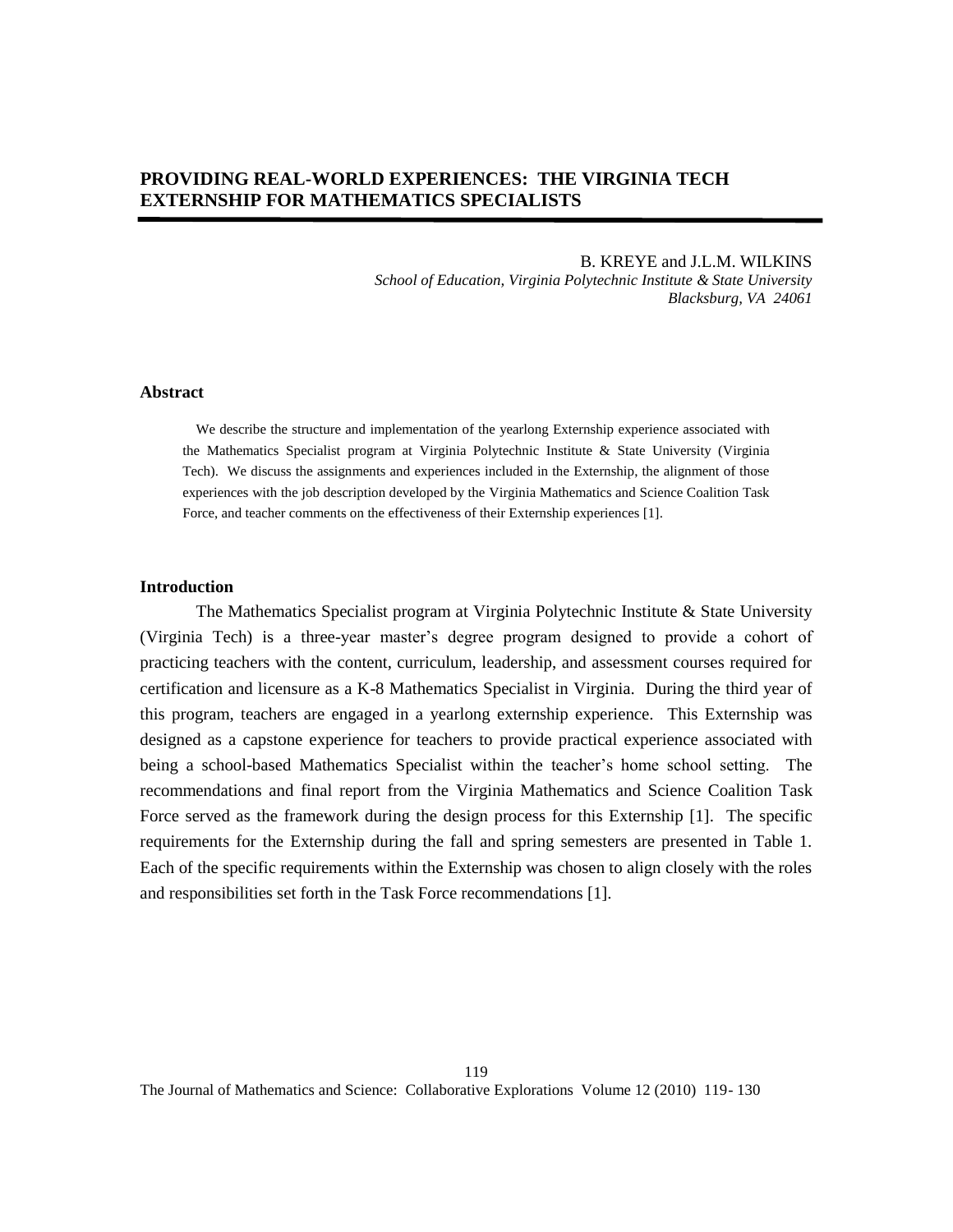# PROVIDING REAL-WORLD EXPERIENCES: THE VIRGINIA TECH EXTERNSHIP FOR MATHEMATICS SPECIALISTS

B. KREYE and J.L.M. WILKINS

*School of Education, Virginia Polytechnic Institute & State University*
*Blacksburg, VA 24061*

## Abstract

We describe the structure and implementation of the yearlong Externship experience associated with the Mathematics Specialist program at Virginia Polytechnic Institute & State University (Virginia Tech). We discuss the assignments and experiences included in the Externship, the alignment of those experiences with the job description developed by the Virginia Mathematics and Science Coalition Task Force, and teacher comments on the effectiveness of their Externship experiences [1].

## Introduction

The Mathematics Specialist program at Virginia Polytechnic Institute & State University (Virginia Tech) is a three-year master's degree program designed to provide a cohort of practicing teachers with the content, curriculum, leadership, and assessment courses required for certification and licensure as a K-8 Mathematics Specialist in Virginia. During the third year of this program, teachers are engaged in a yearlong externship experience. This Externship was designed as a capstone experience for teachers to provide practical experience associated with being a school-based Mathematics Specialist within the teacher's home school setting. The recommendations and final report from the Virginia Mathematics and Science Coalition Task Force served as the framework during the design process for this Externship [1]. The specific requirements for the Externship during the fall and spring semesters are presented in Table 1. Each of the specific requirements within the Externship was chosen to align closely with the roles and responsibilities set forth in the Task Force recommendations [1].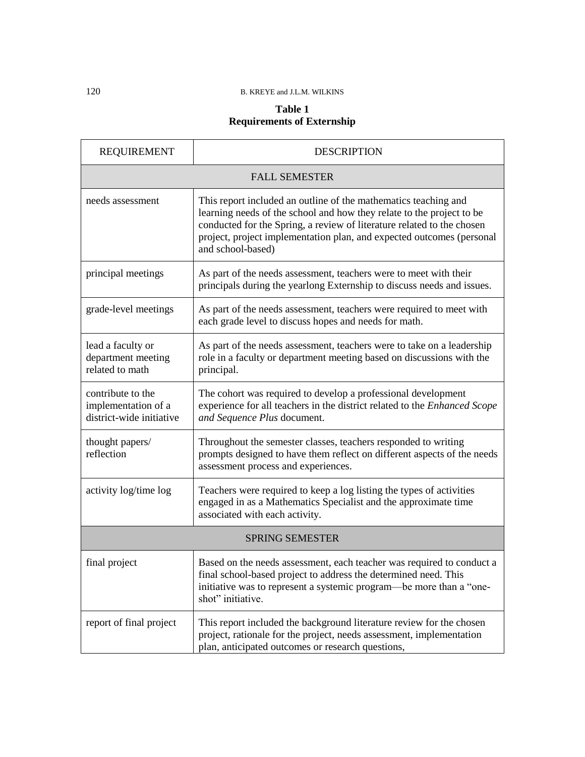**Table 1**
**Requirements of Externship**

| REQUIREMENT | DESCRIPTION |
|---|---|
| FALL SEMESTER | |
| needs assessment | This report included an outline of the mathematics teaching and learning needs of the school and how they relate to the project to be conducted for the Spring, a review of literature related to the chosen project, project implementation plan, and expected outcomes (personal and school-based) |
| principal meetings | As part of the needs assessment, teachers were to meet with their principals during the yearlong Externship to discuss needs and issues. |
| grade-level meetings | As part of the needs assessment, teachers were required to meet with each grade level to discuss hopes and needs for math. |
| lead a faculty or department meeting related to math | As part of the needs assessment, teachers were to take on a leadership role in a faculty or department meeting based on discussions with the principal. |
| contribute to the implementation of a district-wide initiative | The cohort was required to develop a professional development experience for all teachers in the district related to the *Enhanced Scope and Sequence Plus* document. |
| thought papers/ reflection | Throughout the semester classes, teachers responded to writing prompts designed to have them reflect on different aspects of the needs assessment process and experiences. |
| activity log/time log | Teachers were required to keep a log listing the types of activities engaged in as a Mathematics Specialist and the approximate time associated with each activity. |
| SPRING SEMESTER | |
| final project | Based on the needs assessment, each teacher was required to conduct a final school-based project to address the determined need. This initiative was to represent a systemic program—be more than a "one-shot" initiative. |
| report of final project | This report included the background literature review for the chosen project, rationale for the project, needs assessment, implementation plan, anticipated outcomes or research questions, |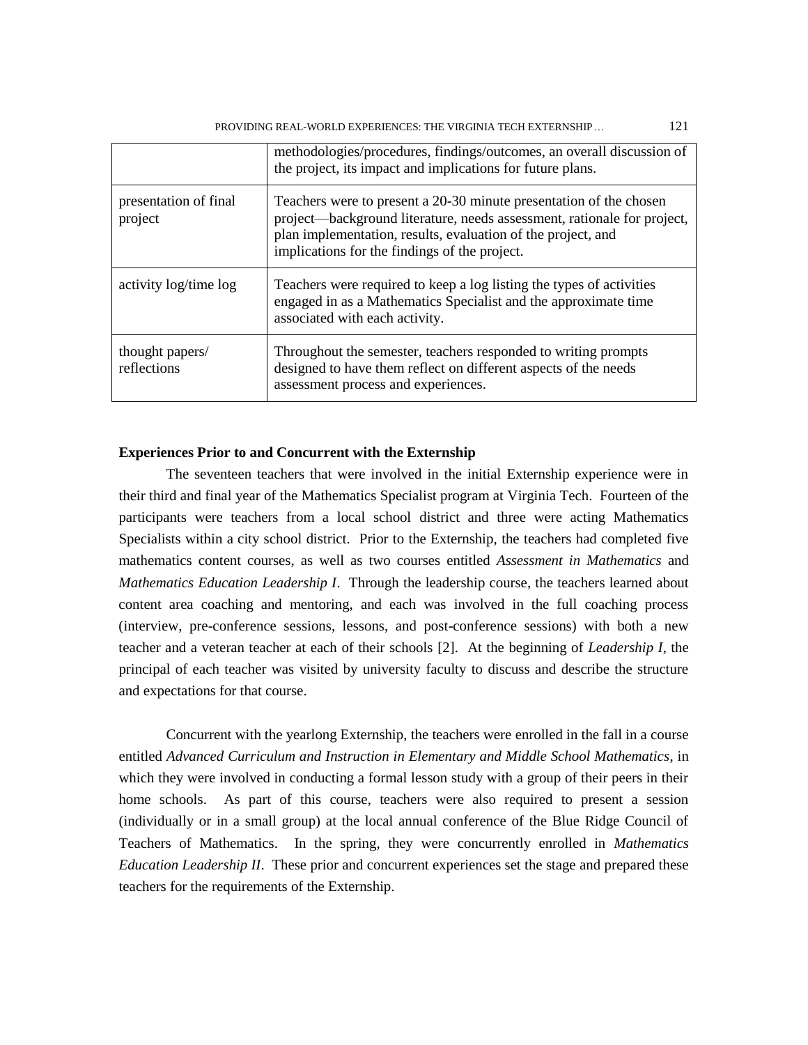| | |
|---|---|
| | methodologies/procedures, findings/outcomes, an overall discussion of the project, its impact and implications for future plans. |
| presentation of final project | Teachers were to present a 20-30 minute presentation of the chosen project—background literature, needs assessment, rationale for project, plan implementation, results, evaluation of the project, and implications for the findings of the project. |
| activity log/time log | Teachers were required to keep a log listing the types of activities engaged in as a Mathematics Specialist and the approximate time associated with each activity. |
| thought papers/ reflections | Throughout the semester, teachers responded to writing prompts designed to have them reflect on different aspects of the needs assessment process and experiences. |

**Experiences Prior to and Concurrent with the Externship**

The seventeen teachers that were involved in the initial Externship experience were in their third and final year of the Mathematics Specialist program at Virginia Tech. Fourteen of the participants were teachers from a local school district and three were acting Mathematics Specialists within a city school district. Prior to the Externship, the teachers had completed five mathematics content courses, as well as two courses entitled *Assessment in Mathematics* and *Mathematics Education Leadership I*. Through the leadership course, the teachers learned about content area coaching and mentoring, and each was involved in the full coaching process (interview, pre-conference sessions, lessons, and post-conference sessions) with both a new teacher and a veteran teacher at each of their schools [2]. At the beginning of *Leadership I*, the principal of each teacher was visited by university faculty to discuss and describe the structure and expectations for that course.

Concurrent with the yearlong Externship, the teachers were enrolled in the fall in a course entitled *Advanced Curriculum and Instruction in Elementary and Middle School Mathematics*, in which they were involved in conducting a formal lesson study with a group of their peers in their home schools. As part of this course, teachers were also required to present a session (individually or in a small group) at the local annual conference of the Blue Ridge Council of Teachers of Mathematics. In the spring, they were concurrently enrolled in *Mathematics Education Leadership II*. These prior and concurrent experiences set the stage and prepared these teachers for the requirements of the Externship.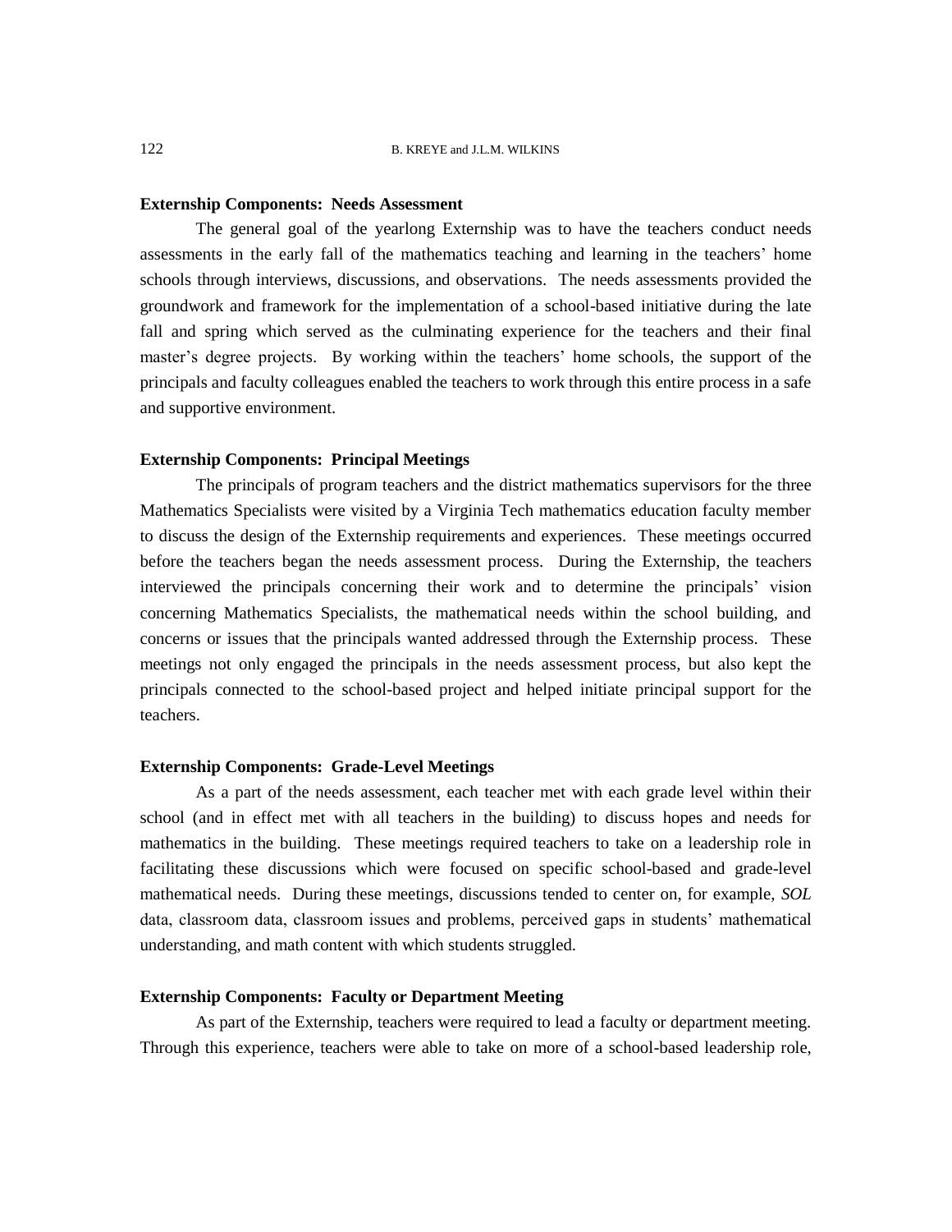**Externship Components: Needs Assessment**

The general goal of the yearlong Externship was to have the teachers conduct needs assessments in the early fall of the mathematics teaching and learning in the teachers' home schools through interviews, discussions, and observations. The needs assessments provided the groundwork and framework for the implementation of a school-based initiative during the late fall and spring which served as the culminating experience for the teachers and their final master's degree projects. By working within the teachers' home schools, the support of the principals and faculty colleagues enabled the teachers to work through this entire process in a safe and supportive environment.

**Externship Components: Principal Meetings**

The principals of program teachers and the district mathematics supervisors for the three Mathematics Specialists were visited by a Virginia Tech mathematics education faculty member to discuss the design of the Externship requirements and experiences. These meetings occurred before the teachers began the needs assessment process. During the Externship, the teachers interviewed the principals concerning their work and to determine the principals' vision concerning Mathematics Specialists, the mathematical needs within the school building, and concerns or issues that the principals wanted addressed through the Externship process. These meetings not only engaged the principals in the needs assessment process, but also kept the principals connected to the school-based project and helped initiate principal support for the teachers.

**Externship Components: Grade-Level Meetings**

As a part of the needs assessment, each teacher met with each grade level within their school (and in effect met with all teachers in the building) to discuss hopes and needs for mathematics in the building. These meetings required teachers to take on a leadership role in facilitating these discussions which were focused on specific school-based and grade-level mathematical needs. During these meetings, discussions tended to center on, for example, *SOL* data, classroom data, classroom issues and problems, perceived gaps in students' mathematical understanding, and math content with which students struggled.

**Externship Components: Faculty or Department Meeting**

As part of the Externship, teachers were required to lead a faculty or department meeting. Through this experience, teachers were able to take on more of a school-based leadership role,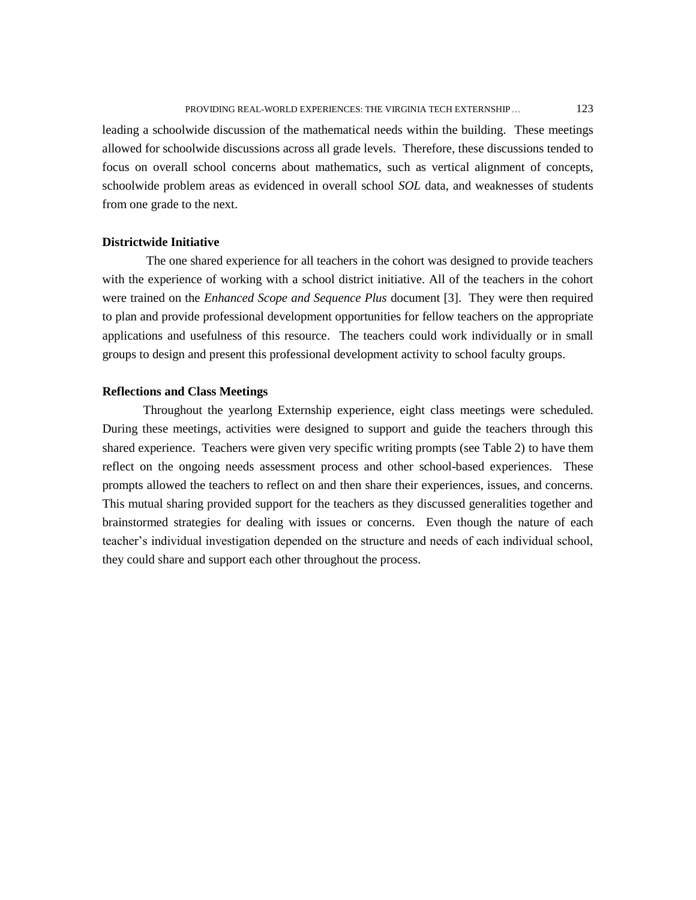leading a schoolwide discussion of the mathematical needs within the building. These meetings allowed for schoolwide discussions across all grade levels. Therefore, these discussions tended to focus on overall school concerns about mathematics, such as vertical alignment of concepts, schoolwide problem areas as evidenced in overall school *SOL* data, and weaknesses of students from one grade to the next.

**Districtwide Initiative**

The one shared experience for all teachers in the cohort was designed to provide teachers with the experience of working with a school district initiative. All of the teachers in the cohort were trained on the *Enhanced Scope and Sequence Plus* document [3]. They were then required to plan and provide professional development opportunities for fellow teachers on the appropriate applications and usefulness of this resource. The teachers could work individually or in small groups to design and present this professional development activity to school faculty groups.

**Reflections and Class Meetings**

Throughout the yearlong Externship experience, eight class meetings were scheduled. During these meetings, activities were designed to support and guide the teachers through this shared experience. Teachers were given very specific writing prompts (see Table 2) to have them reflect on the ongoing needs assessment process and other school-based experiences. These prompts allowed the teachers to reflect on and then share their experiences, issues, and concerns. This mutual sharing provided support for the teachers as they discussed generalities together and brainstormed strategies for dealing with issues or concerns. Even though the nature of each teacher's individual investigation depended on the structure and needs of each individual school, they could share and support each other throughout the process.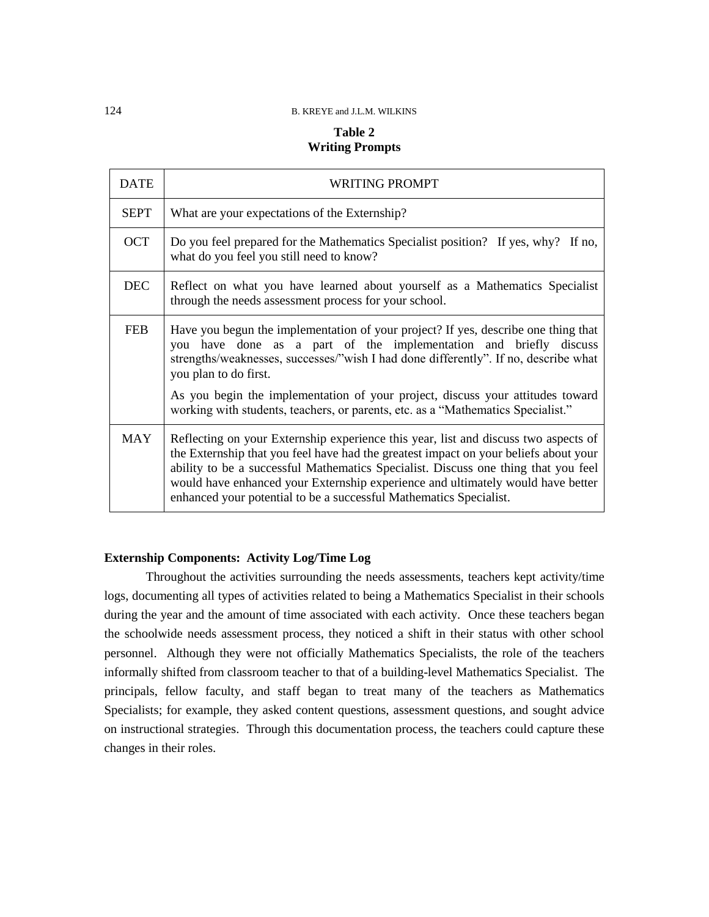**Table 2**
**Writing Prompts**

| DATE | WRITING PROMPT |
|---|---|
| SEPT | What are your expectations of the Externship? |
| OCT | Do you feel prepared for the Mathematics Specialist position? If yes, why? If no, what do you feel you still need to know? |
| DEC | Reflect on what you have learned about yourself as a Mathematics Specialist through the needs assessment process for your school. |
| FEB | Have you begun the implementation of your project? If yes, describe one thing that you have done as a part of the implementation and briefly discuss strengths/weaknesses, successes/"wish I had done differently". If no, describe what you plan to do first. As you begin the implementation of your project, discuss your attitudes toward working with students, teachers, or parents, etc. as a "Mathematics Specialist." |
| MAY | Reflecting on your Externship experience this year, list and discuss two aspects of the Externship that you feel have had the greatest impact on your beliefs about your ability to be a successful Mathematics Specialist. Discuss one thing that you feel would have enhanced your Externship experience and ultimately would have better enhanced your potential to be a successful Mathematics Specialist. |

**Externship Components: Activity Log/Time Log**

Throughout the activities surrounding the needs assessments, teachers kept activity/time logs, documenting all types of activities related to being a Mathematics Specialist in their schools during the year and the amount of time associated with each activity. Once these teachers began the schoolwide needs assessment process, they noticed a shift in their status with other school personnel. Although they were not officially Mathematics Specialists, the role of the teachers informally shifted from classroom teacher to that of a building-level Mathematics Specialist. The principals, fellow faculty, and staff began to treat many of the teachers as Mathematics Specialists; for example, they asked content questions, assessment questions, and sought advice on instructional strategies. Through this documentation process, the teachers could capture these changes in their roles.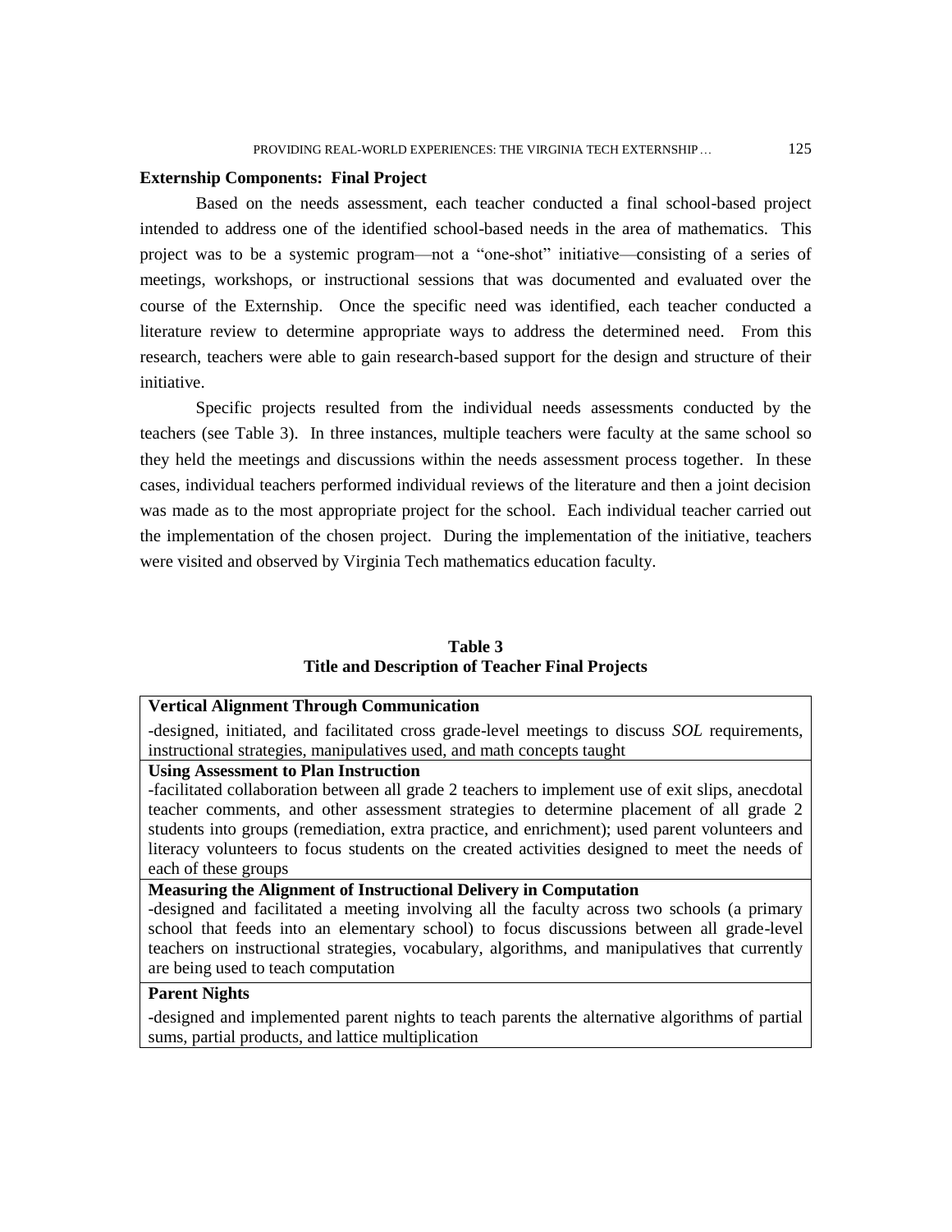### Externship Components: Final Project

Based on the needs assessment, each teacher conducted a final school-based project intended to address one of the identified school-based needs in the area of mathematics. This project was to be a systemic program—not a "one-shot" initiative—consisting of a series of meetings, workshops, or instructional sessions that was documented and evaluated over the course of the Externship. Once the specific need was identified, each teacher conducted a literature review to determine appropriate ways to address the determined need. From this research, teachers were able to gain research-based support for the design and structure of their initiative.

Specific projects resulted from the individual needs assessments conducted by the teachers (see Table 3). In three instances, multiple teachers were faculty at the same school so they held the meetings and discussions within the needs assessment process together. In these cases, individual teachers performed individual reviews of the literature and then a joint decision was made as to the most appropriate project for the school. Each individual teacher carried out the implementation of the chosen project. During the implementation of the initiative, teachers were visited and observed by Virginia Tech mathematics education faculty.

**Table 3**
**Title and Description of Teacher Final Projects**

| |
|---|
| **Vertical Alignment Through Communication**<br>-designed, initiated, and facilitated cross grade-level meetings to discuss *SOL* requirements, instructional strategies, manipulatives used, and math concepts taught |
| **Using Assessment to Plan Instruction**<br>-facilitated collaboration between all grade 2 teachers to implement use of exit slips, anecdotal teacher comments, and other assessment strategies to determine placement of all grade 2 students into groups (remediation, extra practice, and enrichment); used parent volunteers and literacy volunteers to focus students on the created activities designed to meet the needs of each of these groups |
| **Measuring the Alignment of Instructional Delivery in Computation**<br>-designed and facilitated a meeting involving all the faculty across two schools (a primary school that feeds into an elementary school) to focus discussions between all grade-level teachers on instructional strategies, vocabulary, algorithms, and manipulatives that currently are being used to teach computation |
| **Parent Nights**<br>-designed and implemented parent nights to teach parents the alternative algorithms of partial sums, partial products, and lattice multiplication |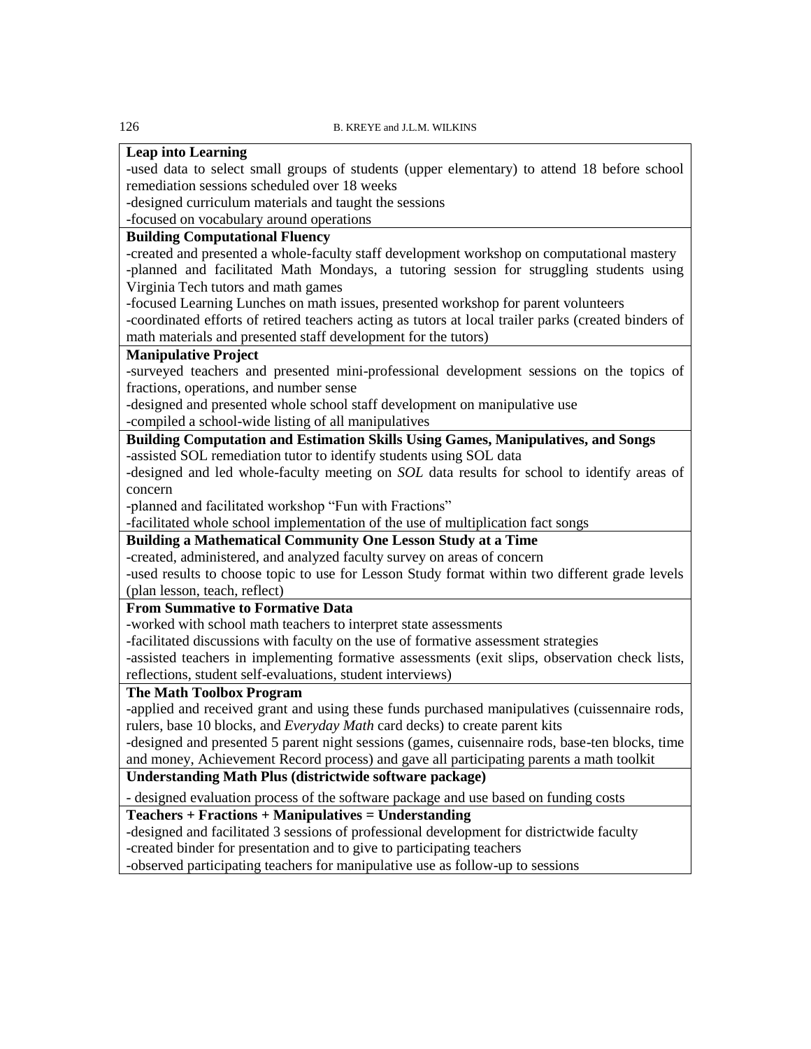| |
|---|
| **Leap into Learning**<br>-used data to select small groups of students (upper elementary) to attend 18 before school remediation sessions scheduled over 18 weeks<br>-designed curriculum materials and taught the sessions<br>-focused on vocabulary around operations |
| **Building Computational Fluency**<br>-created and presented a whole-faculty staff development workshop on computational mastery<br>-planned and facilitated Math Mondays, a tutoring session for struggling students using Virginia Tech tutors and math games<br>-focused Learning Lunches on math issues, presented workshop for parent volunteers<br>-coordinated efforts of retired teachers acting as tutors at local trailer parks (created binders of math materials and presented staff development for the tutors) |
| **Manipulative Project**<br>-surveyed teachers and presented mini-professional development sessions on the topics of fractions, operations, and number sense<br>-designed and presented whole school staff development on manipulative use<br>-compiled a school-wide listing of all manipulatives |
| **Building Computation and Estimation Skills Using Games, Manipulatives, and Songs**<br>-assisted SOL remediation tutor to identify students using SOL data<br>-designed and led whole-faculty meeting on *SOL* data results for school to identify areas of concern<br>-planned and facilitated workshop "Fun with Fractions"<br>-facilitated whole school implementation of the use of multiplication fact songs |
| **Building a Mathematical Community One Lesson Study at a Time**<br>-created, administered, and analyzed faculty survey on areas of concern<br>-used results to choose topic to use for Lesson Study format within two different grade levels (plan lesson, teach, reflect) |
| **From Summative to Formative Data**<br>-worked with school math teachers to interpret state assessments<br>-facilitated discussions with faculty on the use of formative assessment strategies<br>-assisted teachers in implementing formative assessments (exit slips, observation check lists, reflections, student self-evaluations, student interviews) |
| **The Math Toolbox Program**<br>-applied and received grant and using these funds purchased manipulatives (cuissennaire rods, rulers, base 10 blocks, and *Everyday Math* card decks) to create parent kits<br>-designed and presented 5 parent night sessions (games, cuisennaire rods, base-ten blocks, time and money, Achievement Record process) and gave all participating parents a math toolkit |
| **Understanding Math Plus (districtwide software package)**<br>- designed evaluation process of the software package and use based on funding costs |
| **Teachers + Fractions + Manipulatives = Understanding**<br>-designed and facilitated 3 sessions of professional development for districtwide faculty<br>-created binder for presentation and to give to participating teachers<br>-observed participating teachers for manipulative use as follow-up to sessions |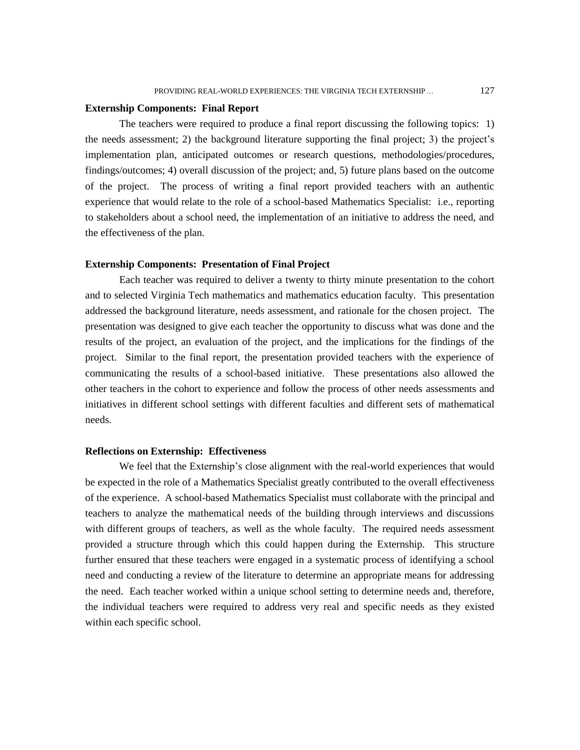### Externship Components: Final Report

The teachers were required to produce a final report discussing the following topics: 1) the needs assessment; 2) the background literature supporting the final project; 3) the project's implementation plan, anticipated outcomes or research questions, methodologies/procedures, findings/outcomes; 4) overall discussion of the project; and, 5) future plans based on the outcome of the project. The process of writing a final report provided teachers with an authentic experience that would relate to the role of a school-based Mathematics Specialist: i.e., reporting to stakeholders about a school need, the implementation of an initiative to address the need, and the effectiveness of the plan.

### Externship Components: Presentation of Final Project

Each teacher was required to deliver a twenty to thirty minute presentation to the cohort and to selected Virginia Tech mathematics and mathematics education faculty. This presentation addressed the background literature, needs assessment, and rationale for the chosen project. The presentation was designed to give each teacher the opportunity to discuss what was done and the results of the project, an evaluation of the project, and the implications for the findings of the project. Similar to the final report, the presentation provided teachers with the experience of communicating the results of a school-based initiative. These presentations also allowed the other teachers in the cohort to experience and follow the process of other needs assessments and initiatives in different school settings with different faculties and different sets of mathematical needs.

### Reflections on Externship: Effectiveness

We feel that the Externship's close alignment with the real-world experiences that would be expected in the role of a Mathematics Specialist greatly contributed to the overall effectiveness of the experience. A school-based Mathematics Specialist must collaborate with the principal and teachers to analyze the mathematical needs of the building through interviews and discussions with different groups of teachers, as well as the whole faculty. The required needs assessment provided a structure through which this could happen during the Externship. This structure further ensured that these teachers were engaged in a systematic process of identifying a school need and conducting a review of the literature to determine an appropriate means for addressing the need. Each teacher worked within a unique school setting to determine needs and, therefore, the individual teachers were required to address very real and specific needs as they existed within each specific school.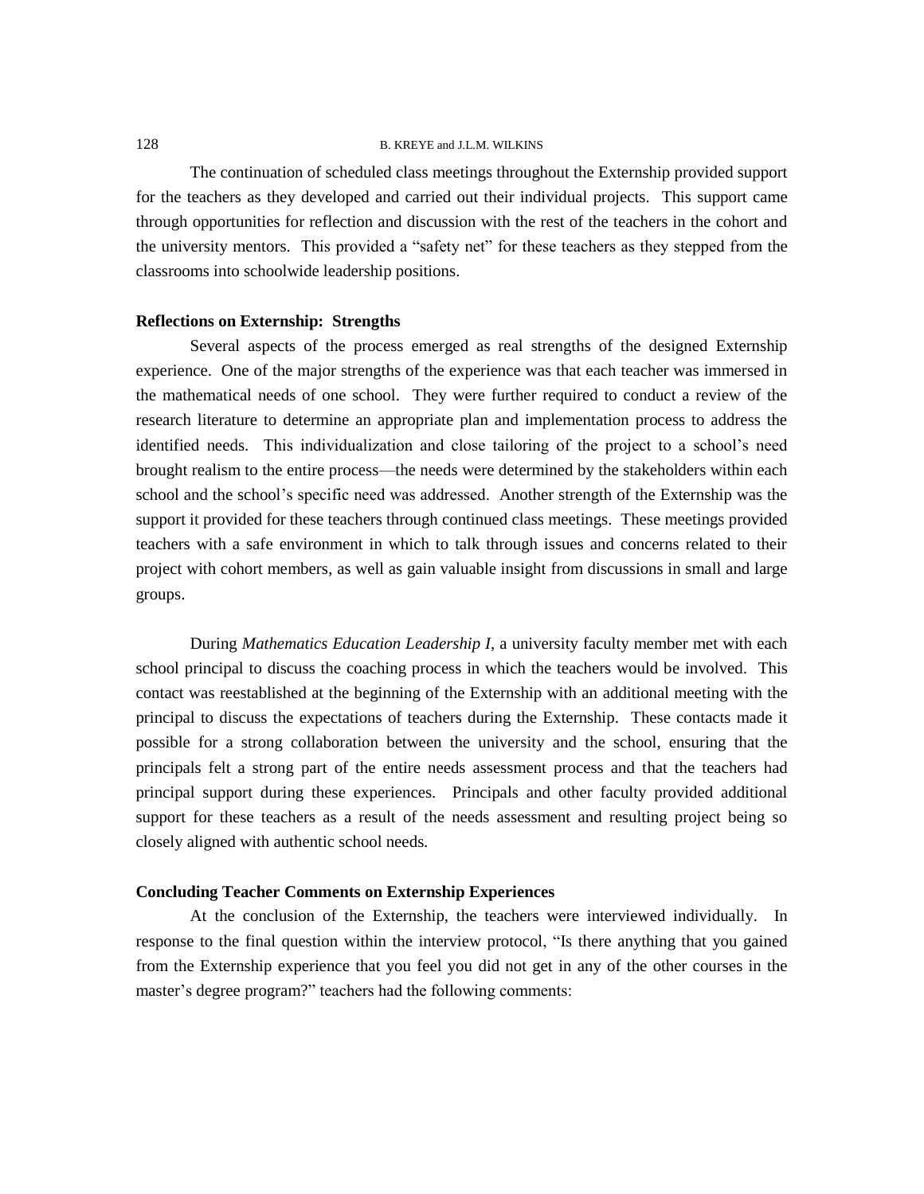The continuation of scheduled class meetings throughout the Externship provided support for the teachers as they developed and carried out their individual projects. This support came through opportunities for reflection and discussion with the rest of the teachers in the cohort and the university mentors. This provided a "safety net" for these teachers as they stepped from the classrooms into schoolwide leadership positions.

### Reflections on Externship: Strengths

Several aspects of the process emerged as real strengths of the designed Externship experience. One of the major strengths of the experience was that each teacher was immersed in the mathematical needs of one school. They were further required to conduct a review of the research literature to determine an appropriate plan and implementation process to address the identified needs. This individualization and close tailoring of the project to a school's need brought realism to the entire process—the needs were determined by the stakeholders within each school and the school's specific need was addressed. Another strength of the Externship was the support it provided for these teachers through continued class meetings. These meetings provided teachers with a safe environment in which to talk through issues and concerns related to their project with cohort members, as well as gain valuable insight from discussions in small and large groups.

During *Mathematics Education Leadership I*, a university faculty member met with each school principal to discuss the coaching process in which the teachers would be involved. This contact was reestablished at the beginning of the Externship with an additional meeting with the principal to discuss the expectations of teachers during the Externship. These contacts made it possible for a strong collaboration between the university and the school, ensuring that the principals felt a strong part of the entire needs assessment process and that the teachers had principal support during these experiences. Principals and other faculty provided additional support for these teachers as a result of the needs assessment and resulting project being so closely aligned with authentic school needs.

### Concluding Teacher Comments on Externship Experiences

At the conclusion of the Externship, the teachers were interviewed individually. In response to the final question within the interview protocol, "Is there anything that you gained from the Externship experience that you feel you did not get in any of the other courses in the master's degree program?" teachers had the following comments: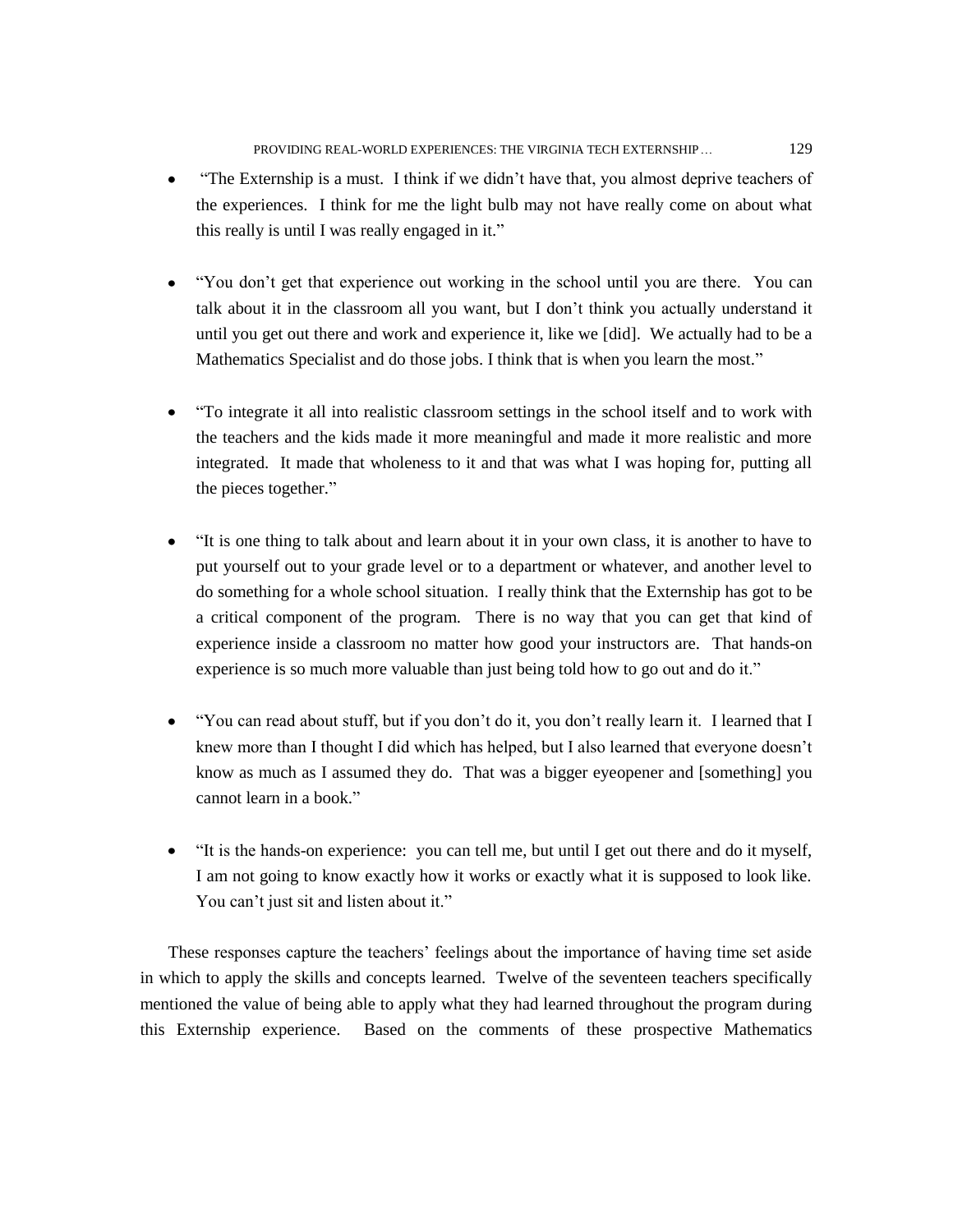- "The Externship is a must. I think if we didn't have that, you almost deprive teachers of the experiences. I think for me the light bulb may not have really come on about what this really is until I was really engaged in it."

- "You don't get that experience out working in the school until you are there. You can talk about it in the classroom all you want, but I don't think you actually understand it until you get out there and work and experience it, like we [did]. We actually had to be a Mathematics Specialist and do those jobs. I think that is when you learn the most."

- "To integrate it all into realistic classroom settings in the school itself and to work with the teachers and the kids made it more meaningful and made it more realistic and more integrated. It made that wholeness to it and that was what I was hoping for, putting all the pieces together."

- "It is one thing to talk about and learn about it in your own class, it is another to have to put yourself out to your grade level or to a department or whatever, and another level to do something for a whole school situation. I really think that the Externship has got to be a critical component of the program. There is no way that you can get that kind of experience inside a classroom no matter how good your instructors are. That hands-on experience is so much more valuable than just being told how to go out and do it."

- "You can read about stuff, but if you don't do it, you don't really learn it. I learned that I knew more than I thought I did which has helped, but I also learned that everyone doesn't know as much as I assumed they do. That was a bigger eyeopener and [something] you cannot learn in a book."

- "It is the hands-on experience: you can tell me, but until I get out there and do it myself, I am not going to know exactly how it works or exactly what it is supposed to look like. You can't just sit and listen about it."

These responses capture the teachers' feelings about the importance of having time set aside in which to apply the skills and concepts learned. Twelve of the seventeen teachers specifically mentioned the value of being able to apply what they had learned throughout the program during this Externship experience. Based on the comments of these prospective Mathematics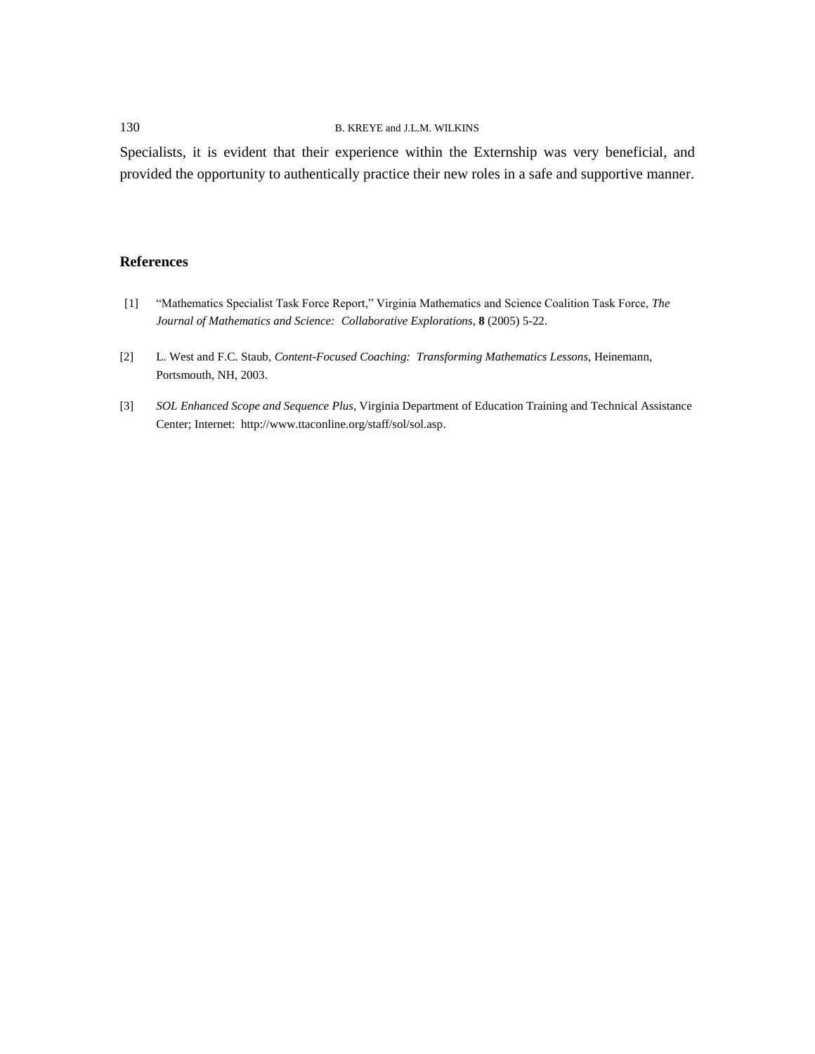Specialists, it is evident that their experience within the Externship was very beneficial, and provided the opportunity to authentically practice their new roles in a safe and supportive manner.

## References

[1] "Mathematics Specialist Task Force Report," Virginia Mathematics and Science Coalition Task Force, *The Journal of Mathematics and Science: Collaborative Explorations*, **8** (2005) 5-22.

[2] L. West and F.C. Staub, *Content-Focused Coaching: Transforming Mathematics Lessons*, Heinemann, Portsmouth, NH, 2003.

[3] *SOL Enhanced Scope and Sequence Plus*, Virginia Department of Education Training and Technical Assistance Center; Internet: http://www.ttaconline.org/staff/sol/sol.asp.